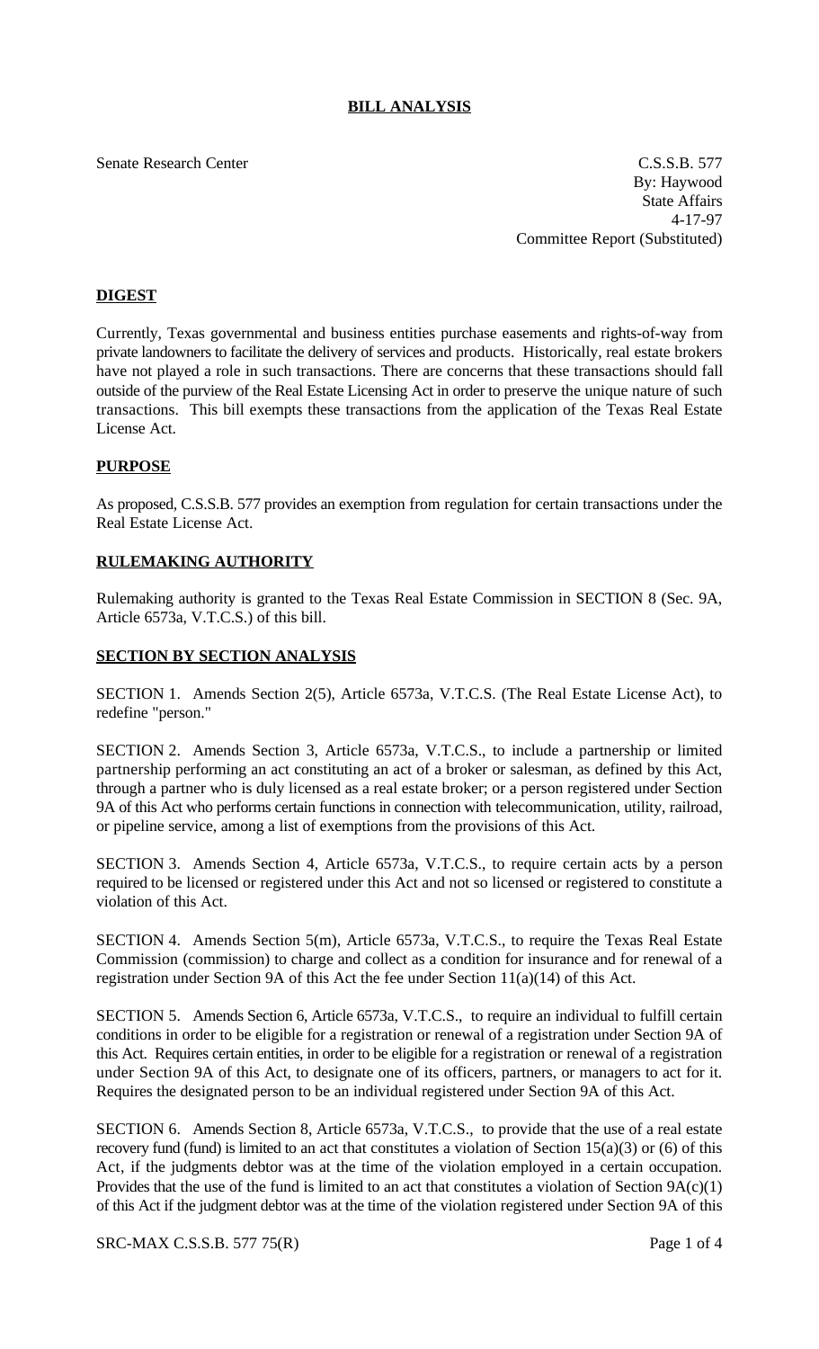# BILL ANALYSIS

Senate Research Center

C.S.S.B. 577
By: Haywood
State Affairs
4-17-97
Committee Report (Substituted)

## DIGEST

Currently, Texas governmental and business entities purchase easements and rights-of-way from private landowners to facilitate the delivery of services and products. Historically, real estate brokers have not played a role in such transactions. There are concerns that these transactions should fall outside of the purview of the Real Estate Licensing Act in order to preserve the unique nature of such transactions. This bill exempts these transactions from the application of the Texas Real Estate License Act.

## PURPOSE

As proposed, C.S.S.B. 577 provides an exemption from regulation for certain transactions under the Real Estate License Act.

## RULEMAKING AUTHORITY

Rulemaking authority is granted to the Texas Real Estate Commission in SECTION 8 (Sec. 9A, Article 6573a, V.T.C.S.) of this bill.

## SECTION BY SECTION ANALYSIS

SECTION 1. Amends Section 2(5), Article 6573a, V.T.C.S. (The Real Estate License Act), to redefine "person."

SECTION 2. Amends Section 3, Article 6573a, V.T.C.S., to include a partnership or limited partnership performing an act constituting an act of a broker or salesman, as defined by this Act, through a partner who is duly licensed as a real estate broker; or a person registered under Section 9A of this Act who performs certain functions in connection with telecommunication, utility, railroad, or pipeline service, among a list of exemptions from the provisions of this Act.

SECTION 3. Amends Section 4, Article 6573a, V.T.C.S., to require certain acts by a person required to be licensed or registered under this Act and not so licensed or registered to constitute a violation of this Act.

SECTION 4. Amends Section 5(m), Article 6573a, V.T.C.S., to require the Texas Real Estate Commission (commission) to charge and collect as a condition for insurance and for renewal of a registration under Section 9A of this Act the fee under Section 11(a)(14) of this Act.

SECTION 5. Amends Section 6, Article 6573a, V.T.C.S., to require an individual to fulfill certain conditions in order to be eligible for a registration or renewal of a registration under Section 9A of this Act. Requires certain entities, in order to be eligible for a registration or renewal of a registration under Section 9A of this Act, to designate one of its officers, partners, or managers to act for it. Requires the designated person to be an individual registered under Section 9A of this Act.

SECTION 6. Amends Section 8, Article 6573a, V.T.C.S., to provide that the use of a real estate recovery fund (fund) is limited to an act that constitutes a violation of Section 15(a)(3) or (6) of this Act, if the judgments debtor was at the time of the violation employed in a certain occupation. Provides that the use of the fund is limited to an act that constitutes a violation of Section 9A(c)(1) of this Act if the judgment debtor was at the time of the violation registered under Section 9A of this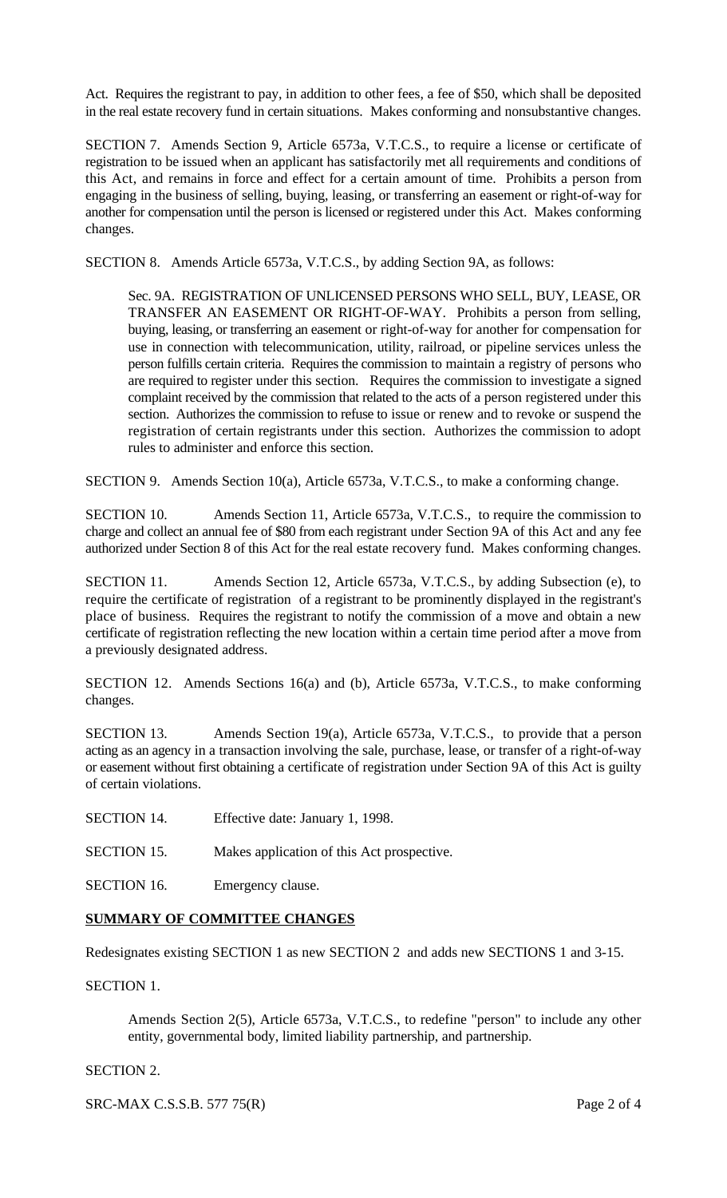Act. Requires the registrant to pay, in addition to other fees, a fee of $50, which shall be deposited in the real estate recovery fund in certain situations. Makes conforming and nonsubstantive changes.

SECTION 7. Amends Section 9, Article 6573a, V.T.C.S., to require a license or certificate of registration to be issued when an applicant has satisfactorily met all requirements and conditions of this Act, and remains in force and effect for a certain amount of time. Prohibits a person from engaging in the business of selling, buying, leasing, or transferring an easement or right-of-way for another for compensation until the person is licensed or registered under this Act. Makes conforming changes.

SECTION 8. Amends Article 6573a, V.T.C.S., by adding Section 9A, as follows:

> Sec. 9A. REGISTRATION OF UNLICENSED PERSONS WHO SELL, BUY, LEASE, OR TRANSFER AN EASEMENT OR RIGHT-OF-WAY. Prohibits a person from selling, buying, leasing, or transferring an easement or right-of-way for another for compensation for use in connection with telecommunication, utility, railroad, or pipeline services unless the person fulfills certain criteria. Requires the commission to maintain a registry of persons who are required to register under this section. Requires the commission to investigate a signed complaint received by the commission that related to the acts of a person registered under this section. Authorizes the commission to refuse to issue or renew and to revoke or suspend the registration of certain registrants under this section. Authorizes the commission to adopt rules to administer and enforce this section.

SECTION 9. Amends Section 10(a), Article 6573a, V.T.C.S., to make a conforming change.

SECTION 10. Amends Section 11, Article 6573a, V.T.C.S., to require the commission to charge and collect an annual fee of $80 from each registrant under Section 9A of this Act and any fee authorized under Section 8 of this Act for the real estate recovery fund. Makes conforming changes.

SECTION 11. Amends Section 12, Article 6573a, V.T.C.S., by adding Subsection (e), to require the certificate of registration of a registrant to be prominently displayed in the registrant's place of business. Requires the registrant to notify the commission of a move and obtain a new certificate of registration reflecting the new location within a certain time period after a move from a previously designated address.

SECTION 12. Amends Sections 16(a) and (b), Article 6573a, V.T.C.S., to make conforming changes.

SECTION 13. Amends Section 19(a), Article 6573a, V.T.C.S., to provide that a person acting as an agency in a transaction involving the sale, purchase, lease, or transfer of a right-of-way or easement without first obtaining a certificate of registration under Section 9A of this Act is guilty of certain violations.

SECTION 14. Effective date: January 1, 1998.

SECTION 15. Makes application of this Act prospective.

SECTION 16. Emergency clause.

## SUMMARY OF COMMITTEE CHANGES

Redesignates existing SECTION 1 as new SECTION 2 and adds new SECTIONS 1 and 3-15.

SECTION 1.

> Amends Section 2(5), Article 6573a, V.T.C.S., to redefine "person" to include any other entity, governmental body, limited liability partnership, and partnership.

SECTION 2.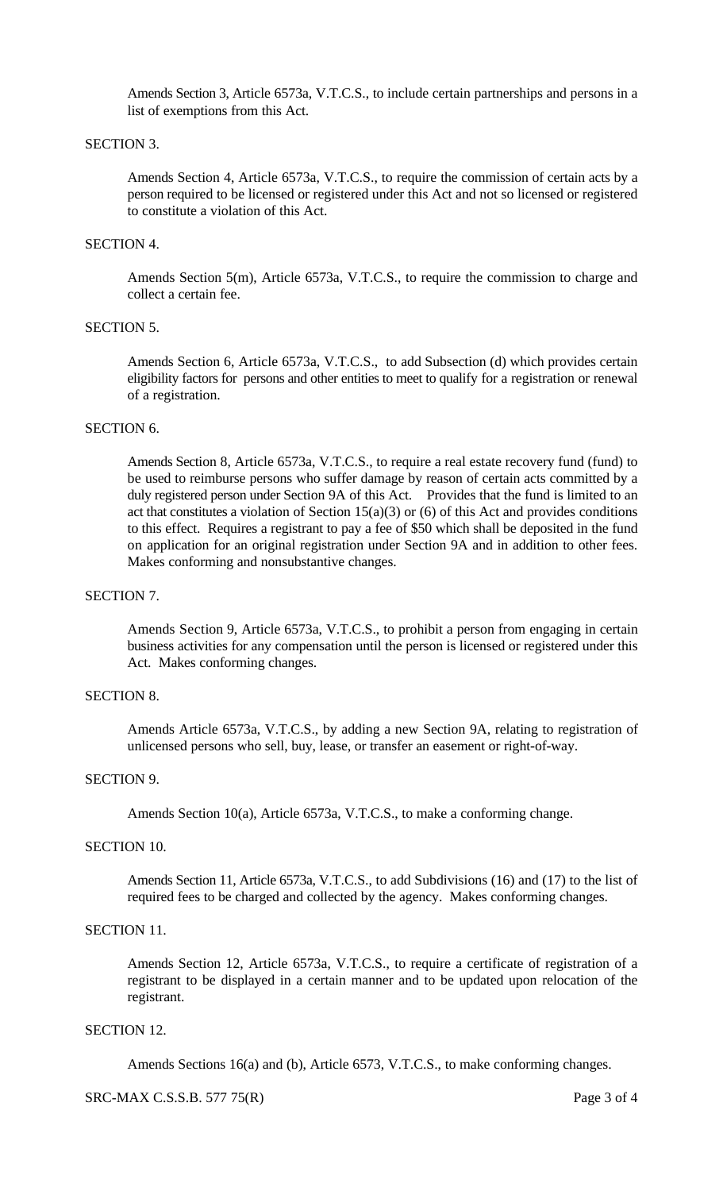Amends Section 3, Article 6573a, V.T.C.S., to include certain partnerships and persons in a list of exemptions from this Act.

SECTION 3.

Amends Section 4, Article 6573a, V.T.C.S., to require the commission of certain acts by a person required to be licensed or registered under this Act and not so licensed or registered to constitute a violation of this Act.

SECTION 4.

Amends Section 5(m), Article 6573a, V.T.C.S., to require the commission to charge and collect a certain fee.

SECTION 5.

Amends Section 6, Article 6573a, V.T.C.S., to add Subsection (d) which provides certain eligibility factors for persons and other entities to meet to qualify for a registration or renewal of a registration.

SECTION 6.

Amends Section 8, Article 6573a, V.T.C.S., to require a real estate recovery fund (fund) to be used to reimburse persons who suffer damage by reason of certain acts committed by a duly registered person under Section 9A of this Act. Provides that the fund is limited to an act that constitutes a violation of Section 15(a)(3) or (6) of this Act and provides conditions to this effect. Requires a registrant to pay a fee of $50 which shall be deposited in the fund on application for an original registration under Section 9A and in addition to other fees. Makes conforming and nonsubstantive changes.

SECTION 7.

Amends Section 9, Article 6573a, V.T.C.S., to prohibit a person from engaging in certain business activities for any compensation until the person is licensed or registered under this Act. Makes conforming changes.

SECTION 8.

Amends Article 6573a, V.T.C.S., by adding a new Section 9A, relating to registration of unlicensed persons who sell, buy, lease, or transfer an easement or right-of-way.

SECTION 9.

Amends Section 10(a), Article 6573a, V.T.C.S., to make a conforming change.

SECTION 10.

Amends Section 11, Article 6573a, V.T.C.S., to add Subdivisions (16) and (17) to the list of required fees to be charged and collected by the agency. Makes conforming changes.

SECTION 11.

Amends Section 12, Article 6573a, V.T.C.S., to require a certificate of registration of a registrant to be displayed in a certain manner and to be updated upon relocation of the registrant.

SECTION 12.

Amends Sections 16(a) and (b), Article 6573, V.T.C.S., to make conforming changes.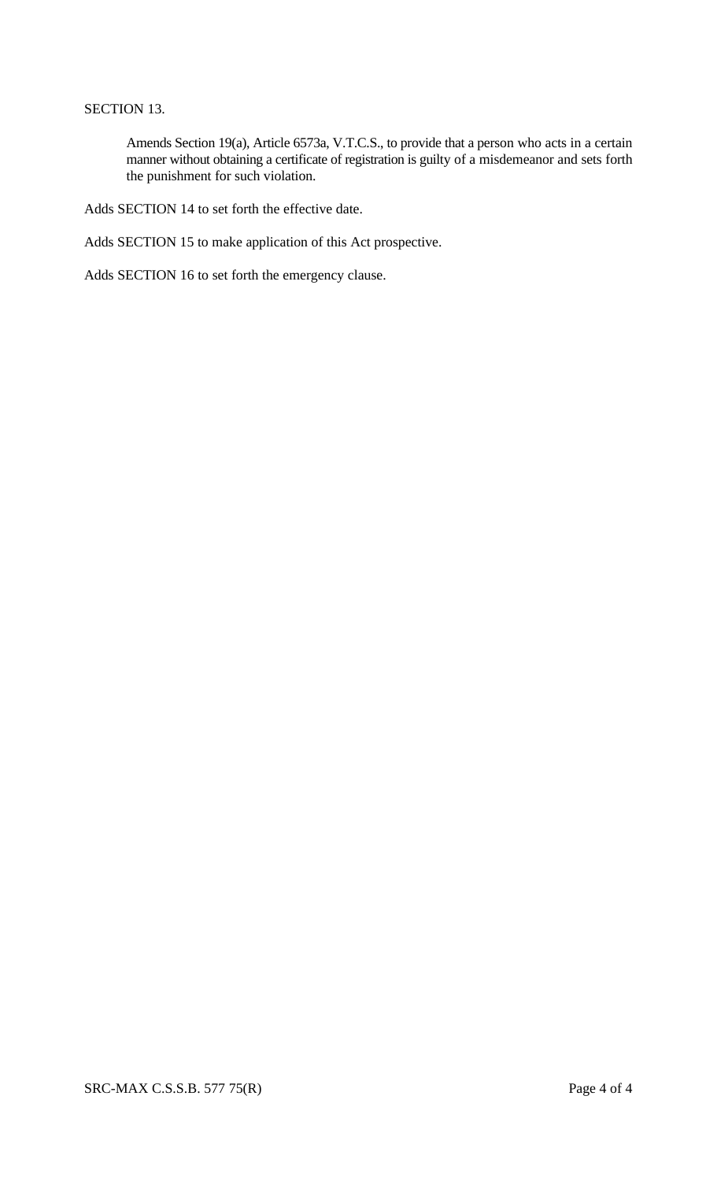SECTION 13.

Amends Section 19(a), Article 6573a, V.T.C.S., to provide that a person who acts in a certain manner without obtaining a certificate of registration is guilty of a misdemeanor and sets forth the punishment for such violation.

Adds SECTION 14 to set forth the effective date.

Adds SECTION 15 to make application of this Act prospective.

Adds SECTION 16 to set forth the emergency clause.